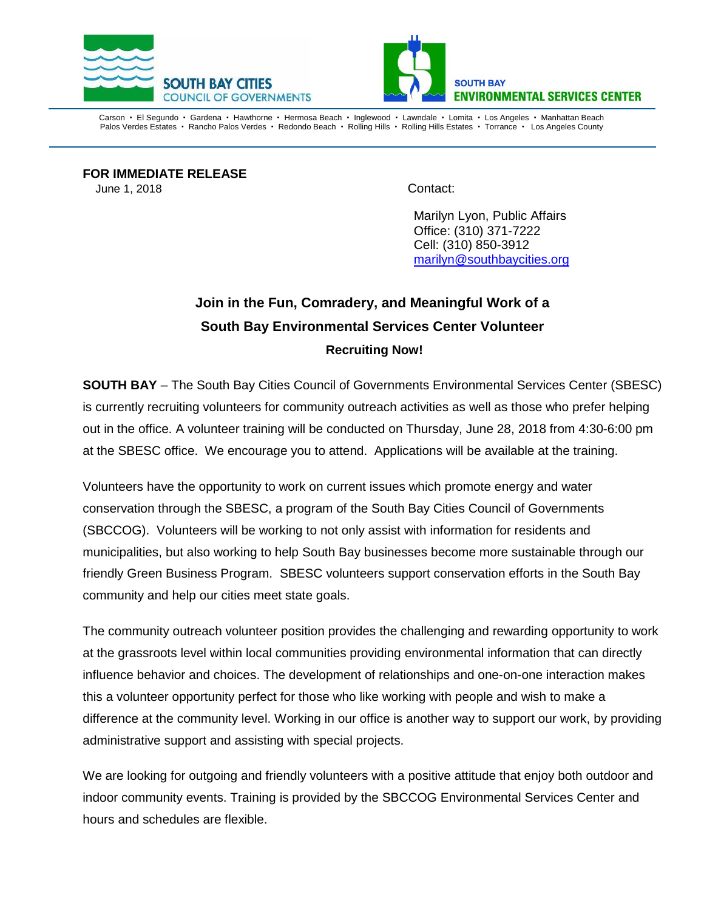SOUTH BAY CITIES COUNCIL OF GOVERNMENTS

SOUTH BAY ENVIRONMENTAL SERVICES CENTER

Carson • El Segundo • Gardena • Hawthorne • Hermosa Beach • Inglewood • Lawndale • Lomita • Los Angeles • Manhattan Beach
Palos Verdes Estates • Rancho Palos Verdes • Redondo Beach • Rolling Hills • Rolling Hills Estates • Torrance • Los Angeles County

**FOR IMMEDIATE RELEASE**
June 1, 2018

Contact:

Marilyn Lyon, Public Affairs
Office: (310) 371-7222
Cell: (310) 850-3912
[marilyn@southbaycities.org](mailto:marilyn@southbaycities.org)

## Join in the Fun, Comradery, and Meaningful Work of a South Bay Environmental Services Center Volunteer

### Recruiting Now!

**SOUTH BAY** – The South Bay Cities Council of Governments Environmental Services Center (SBESC) is currently recruiting volunteers for community outreach activities as well as those who prefer helping out in the office. A volunteer training will be conducted on Thursday, June 28, 2018 from 4:30-6:00 pm at the SBESC office. We encourage you to attend. Applications will be available at the training.

Volunteers have the opportunity to work on current issues which promote energy and water conservation through the SBESC, a program of the South Bay Cities Council of Governments (SBCCOG). Volunteers will be working to not only assist with information for residents and municipalities, but also working to help South Bay businesses become more sustainable through our friendly Green Business Program. SBESC volunteers support conservation efforts in the South Bay community and help our cities meet state goals.

The community outreach volunteer position provides the challenging and rewarding opportunity to work at the grassroots level within local communities providing environmental information that can directly influence behavior and choices. The development of relationships and one-on-one interaction makes this a volunteer opportunity perfect for those who like working with people and wish to make a difference at the community level. Working in our office is another way to support our work, by providing administrative support and assisting with special projects.

We are looking for outgoing and friendly volunteers with a positive attitude that enjoy both outdoor and indoor community events. Training is provided by the SBCCOG Environmental Services Center and hours and schedules are flexible.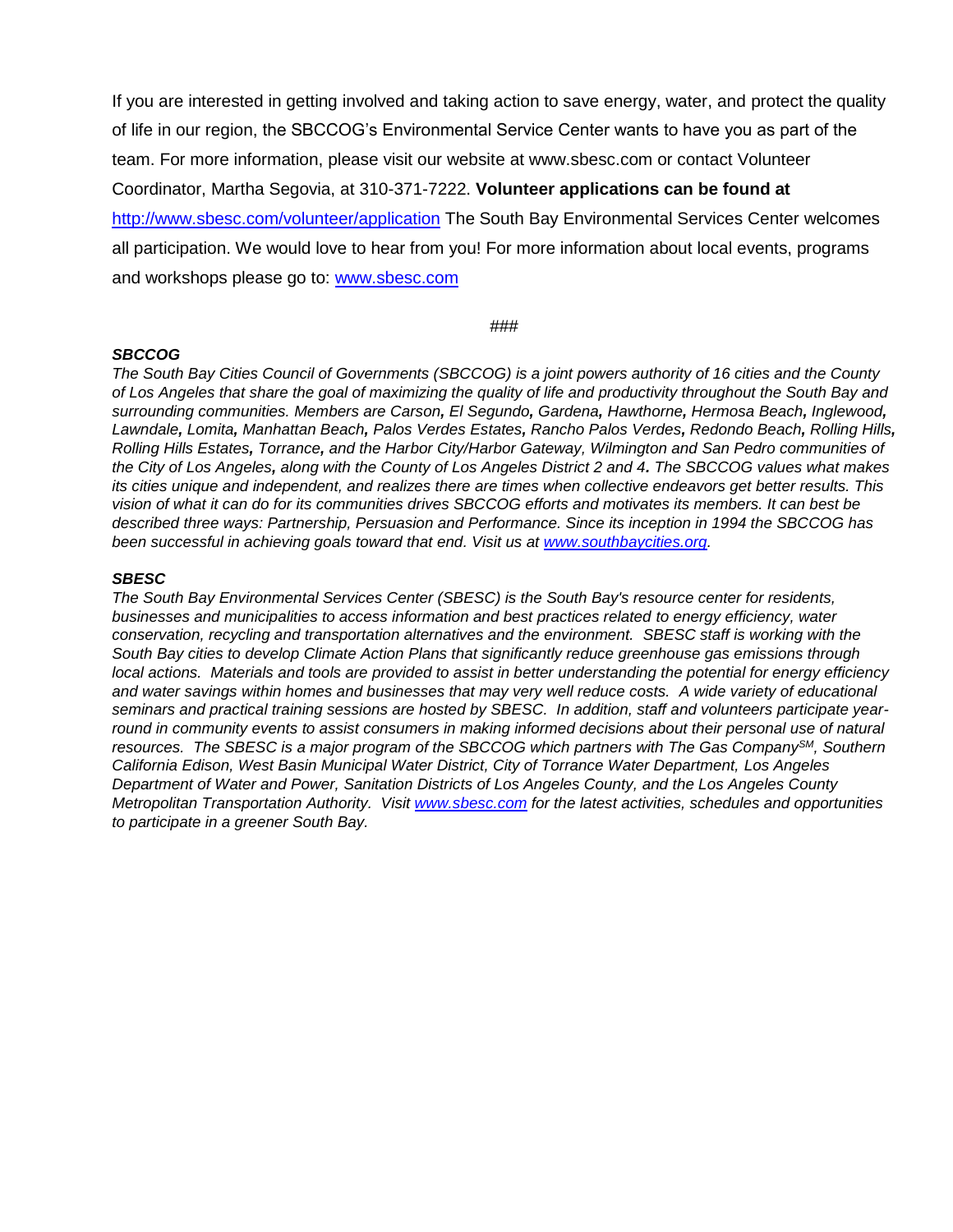If you are interested in getting involved and taking action to save energy, water, and protect the quality of life in our region, the SBCCOG's Environmental Service Center wants to have you as part of the team. For more information, please visit our website at www.sbesc.com or contact Volunteer Coordinator, Martha Segovia, at 310-371-7222. **Volunteer applications can be found at** http://www.sbesc.com/volunteer/application The South Bay Environmental Services Center welcomes all participation. We would love to hear from you! For more information about local events, programs and workshops please go to: www.sbesc.com

###

***SBCCOG***

*The South Bay Cities Council of Governments (SBCCOG) is a joint powers authority of 16 cities and the County of Los Angeles that share the goal of maximizing the quality of life and productivity throughout the South Bay and surrounding communities. Members are Carson, El Segundo, Gardena, Hawthorne, Hermosa Beach, Inglewood, Lawndale, Lomita, Manhattan Beach, Palos Verdes Estates, Rancho Palos Verdes, Redondo Beach, Rolling Hills, Rolling Hills Estates, Torrance, and the Harbor City/Harbor Gateway, Wilmington and San Pedro communities of the City of Los Angeles, along with the County of Los Angeles District 2 and 4. The SBCCOG values what makes its cities unique and independent, and realizes there are times when collective endeavors get better results. This vision of what it can do for its communities drives SBCCOG efforts and motivates its members. It can best be described three ways: Partnership, Persuasion and Performance. Since its inception in 1994 the SBCCOG has been successful in achieving goals toward that end. Visit us at www.southbaycities.org.*

***SBESC***

*The South Bay Environmental Services Center (SBESC) is the South Bay's resource center for residents, businesses and municipalities to access information and best practices related to energy efficiency, water conservation, recycling and transportation alternatives and the environment. SBESC staff is working with the South Bay cities to develop Climate Action Plans that significantly reduce greenhouse gas emissions through local actions. Materials and tools are provided to assist in better understanding the potential for energy efficiency and water savings within homes and businesses that may very well reduce costs. A wide variety of educational seminars and practical training sessions are hosted by SBESC. In addition, staff and volunteers participate year-round in community events to assist consumers in making informed decisions about their personal use of natural resources. The SBESC is a major program of the SBCCOG which partners with The Gas Company℠, Southern California Edison, West Basin Municipal Water District, City of Torrance Water Department, Los Angeles Department of Water and Power, Sanitation Districts of Los Angeles County, and the Los Angeles County Metropolitan Transportation Authority. Visit www.sbesc.com for the latest activities, schedules and opportunities to participate in a greener South Bay.*